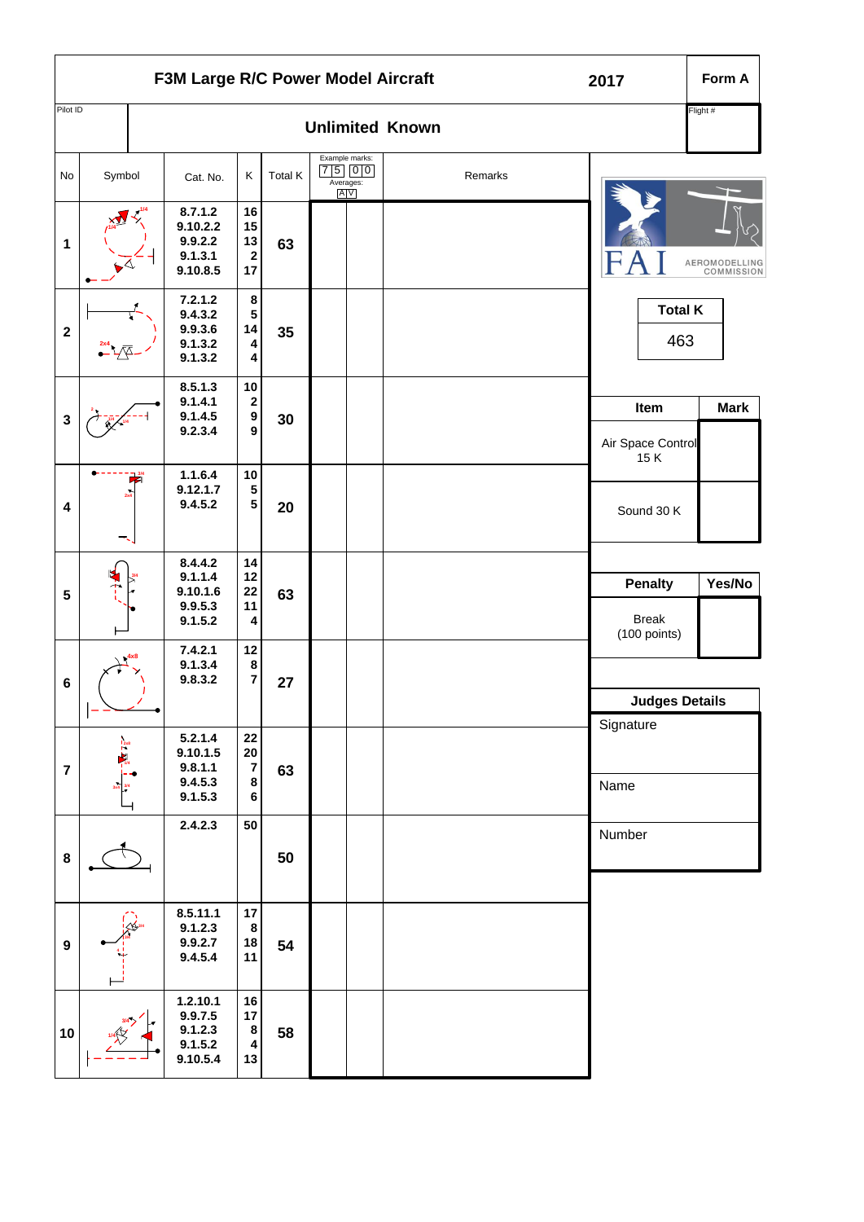# F3M Large R/C Power Model Aircraft

**2017** — **Form A**

Pilot ID | Flight #

## Unlimited Known

| No | Symbol | Cat. No. | K | Total K | Example marks: 7 5 0 0 Averages: A V | | Remarks |
|---|---|---|---|---|---|---|---|
| 1 | | 8.7.1.2<br>9.10.2.2<br>9.9.2.2<br>9.1.3.1<br>9.10.8.5 | 16<br>15<br>13<br>2<br>17 | 63 | | | |
| 2 | | 7.2.1.2<br>9.4.3.2<br>9.9.3.6<br>9.1.3.2<br>9.1.3.2 | 8<br>5<br>14<br>4<br>4 | 35 | | | |
| 3 | | 8.5.1.3<br>9.1.4.1<br>9.1.4.5<br>9.2.3.4 | 10<br>2<br>9<br>9 | 30 | | | |
| 4 | | 1.1.6.4<br>9.12.1.7<br>9.4.5.2 | 10<br>5<br>5 | 20 | | | |
| 5 | | 8.4.4.2<br>9.1.1.4<br>9.10.1.6<br>9.9.5.3<br>9.1.5.2 | 14<br>12<br>22<br>11<br>4 | 63 | | | |
| 6 | | 7.4.2.1<br>9.1.3.4<br>9.8.3.2 | 12<br>8<br>7 | 27 | | | |
| 7 | | 5.2.1.4<br>9.10.1.5<br>9.8.1.1<br>9.4.5.3<br>9.1.5.3 | 22<br>20<br>7<br>8<br>6 | 63 | | | |
| 8 | | 2.4.2.3 | 50 | 50 | | | |
| 9 | | 8.5.11.1<br>9.1.2.3<br>9.9.2.7<br>9.4.5.4 | 17<br>8<br>18<br>11 | 54 | | | |
| 10 | | 1.2.10.1<br>9.9.7.5<br>9.1.2.3<br>9.1.5.2<br>9.10.5.4 | 16<br>17<br>8<br>4<br>13 | 58 | | | |

FAI AEROMODELLING COMMISSION

| Total K |
|---|
| 463 |

| Item | Mark |
|---|---|
| Air Space Control 15 K | |
| Sound 30 K | |

| Penalty | Yes/No |
|---|---|
| Break (100 points) | |

| Judges Details |
|---|
| Signature |
| Name |
| Number |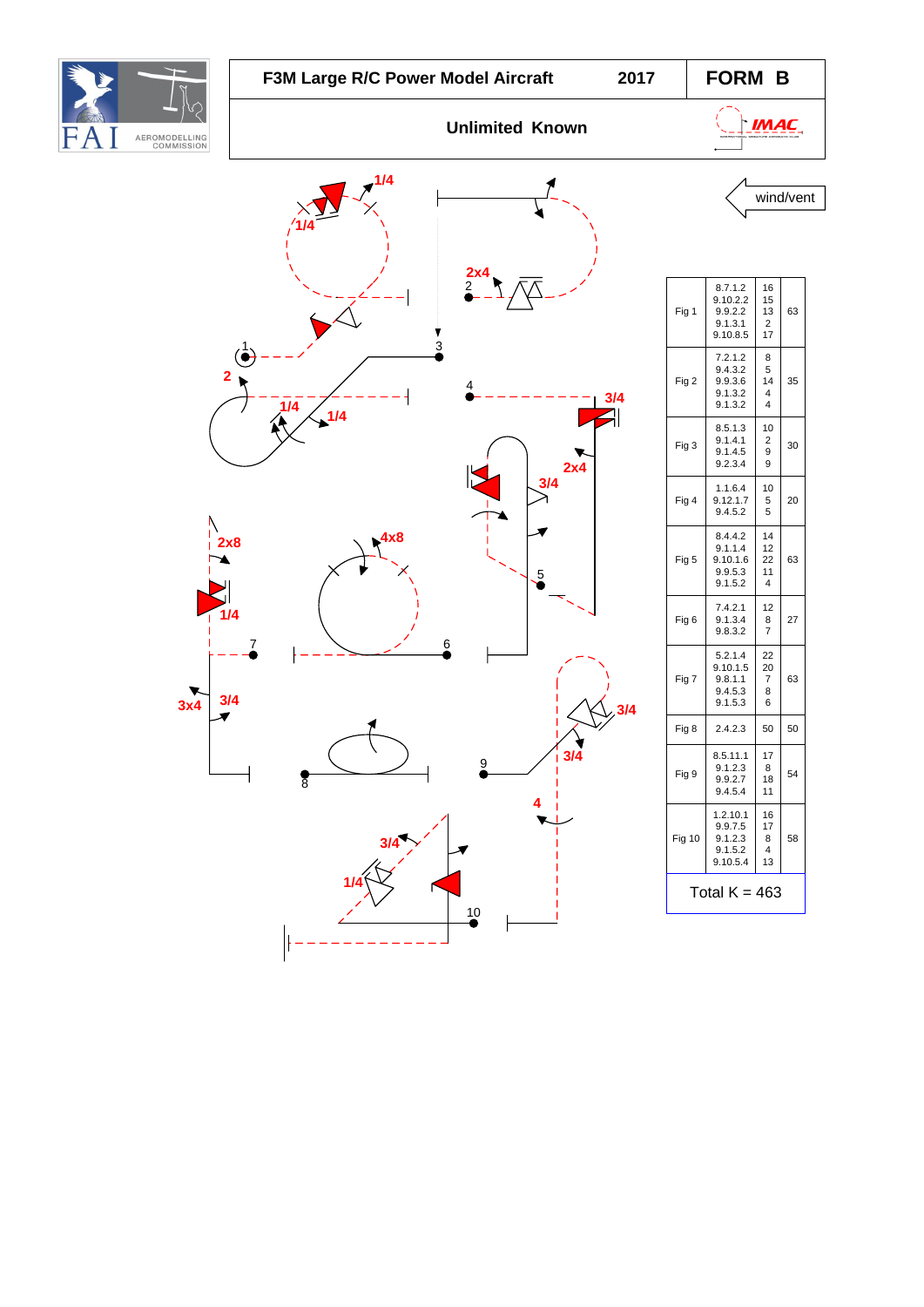# F3M Large R/C Power Model Aircraft 2017 — FORM B

## Unlimited Known

wind/vent

| Fig | Catalogue No. | K | Total |
|---|---|---|---|
| Fig 1 | 8.7.1.2<br>9.10.2.2<br>9.9.2.2<br>9.1.3.1<br>9.10.8.5 | 16<br>15<br>13<br>2<br>17 | 63 |
| Fig 2 | 7.2.1.2<br>9.4.3.2<br>9.9.3.6<br>9.1.3.2<br>9.1.3.2 | 8<br>5<br>14<br>4<br>4 | 35 |
| Fig 3 | 8.5.1.3<br>9.1.4.1<br>9.1.4.5<br>9.2.3.4 | 10<br>2<br>9<br>9 | 30 |
| Fig 4 | 1.1.6.4<br>9.12.1.7<br>9.4.5.2 | 10<br>5<br>5 | 20 |
| Fig 5 | 8.4.4.2<br>9.1.1.4<br>9.10.1.6<br>9.9.5.3<br>9.1.5.2 | 14<br>12<br>22<br>11<br>4 | 63 |
| Fig 6 | 7.4.2.1<br>9.1.3.4<br>9.8.3.2 | 12<br>8<br>7 | 27 |
| Fig 7 | 5.2.1.4<br>9.10.1.5<br>9.8.1.1<br>9.4.5.3<br>9.1.5.3 | 22<br>20<br>7<br>8<br>6 | 63 |
| Fig 8 | 2.4.2.3 | 50 | 50 |
| Fig 9 | 8.5.11.1<br>9.1.2.3<br>9.9.2.7<br>9.4.5.4 | 17<br>8<br>18<br>11 | 54 |
| Fig 10 | 1.2.10.1<br>9.9.7.5<br>9.1.2.3<br>9.1.5.2<br>9.10.5.4 | 16<br>17<br>8<br>4<br>13 | 58 |

Total K = 463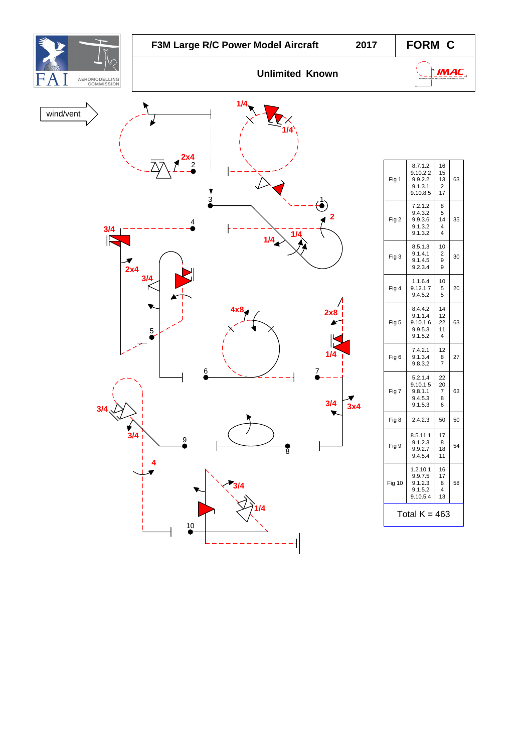| F3M Large R/C Power Model Aircraft | 2017 | FORM C |
|---|---|---|
| Unlimited Known | | |

wind/vent

| Fig | Catalog | K | Total |
|---|---|---|---|
| Fig 1 | 8.7.1.2<br>9.10.2.2<br>9.9.2.2<br>9.1.3.1<br>9.10.8.5 | 16<br>15<br>13<br>2<br>17 | 63 |
| Fig 2 | 7.2.1.2<br>9.4.3.2<br>9.9.3.6<br>9.1.3.2<br>9.1.3.2 | 8<br>5<br>14<br>4<br>4 | 35 |
| Fig 3 | 8.5.1.3<br>9.1.4.1<br>9.1.4.5<br>9.2.3.4 | 10<br>2<br>9<br>9 | 30 |
| Fig 4 | 1.1.6.4<br>9.12.1.7<br>9.4.5.2 | 10<br>5<br>5 | 20 |
| Fig 5 | 8.4.4.2<br>9.1.1.4<br>9.10.1.6<br>9.9.5.3<br>9.1.5.2 | 14<br>12<br>22<br>11<br>4 | 63 |
| Fig 6 | 7.4.2.1<br>9.1.3.4<br>9.8.3.2 | 12<br>8<br>7 | 27 |
| Fig 7 | 5.2.1.4<br>9.10.1.5<br>9.8.1.1<br>9.4.5.3<br>9.1.5.3 | 22<br>20<br>7<br>8<br>6 | 63 |
| Fig 8 | 2.4.2.3 | 50 | 50 |
| Fig 9 | 8.5.11.1<br>9.1.2.3<br>9.9.2.7<br>9.4.5.4 | 17<br>8<br>18<br>11 | 54 |
| Fig 10 | 1.2.10.1<br>9.9.7.5<br>9.1.2.3<br>9.1.5.2<br>9.10.5.4 | 16<br>17<br>8<br>4<br>13 | 58 |

Total K = 463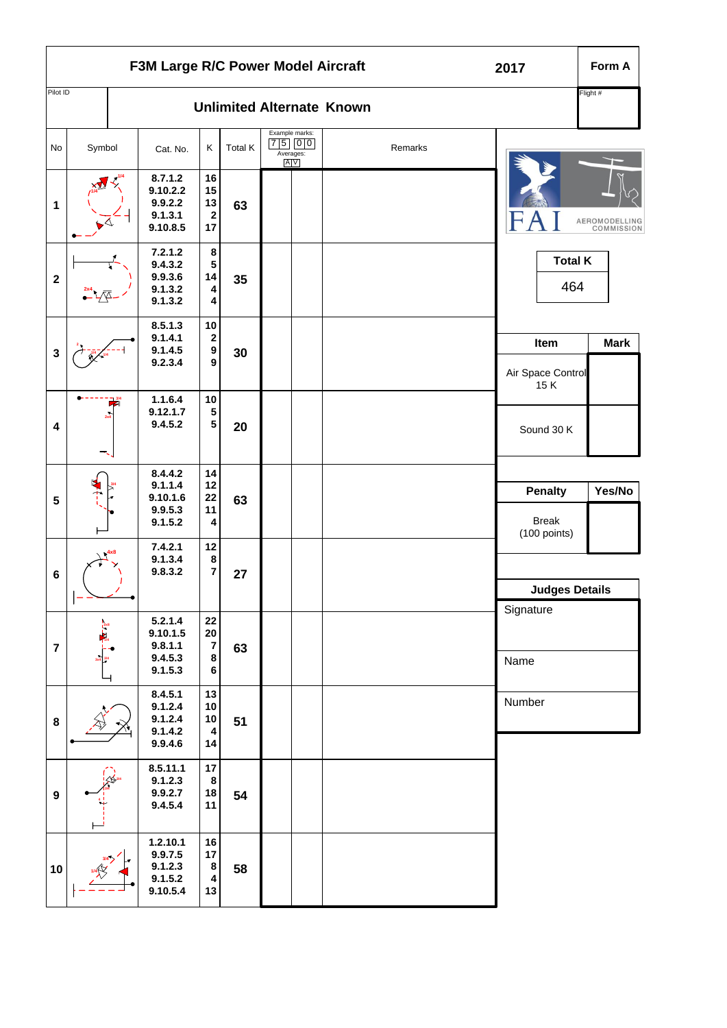# F3M Large R/C Power Model Aircraft

**2017** — **Form A**

Pilot ID

## Unlimited Alternate Known

Flight #

Example marks: 7 5 | 0 0 — Averages: A V

| No | Symbol | Cat. No. | K | Total K | | | Remarks |
|---|---|---|---|---|---|---|---|
| 1 | | 8.7.1.2<br>9.10.2.2<br>9.9.2.2<br>9.1.3.1<br>9.10.8.5 | 16<br>15<br>13<br>2<br>17 | 63 | | | |
| 2 | | 7.2.1.2<br>9.4.3.2<br>9.9.3.6<br>9.1.3.2<br>9.1.3.2 | 8<br>5<br>14<br>4<br>4 | 35 | | | |
| 3 | | 8.5.1.3<br>9.1.4.1<br>9.1.4.5<br>9.2.3.4 | 10<br>2<br>9<br>9 | 30 | | | |
| 4 | | 1.1.6.4<br>9.12.1.7<br>9.4.5.2 | 10<br>5<br>5 | 20 | | | |
| 5 | | 8.4.4.2<br>9.1.1.4<br>9.10.1.6<br>9.9.5.3<br>9.1.5.2 | 14<br>12<br>22<br>11<br>4 | 63 | | | |
| 6 | | 7.4.2.1<br>9.1.3.4<br>9.8.3.2 | 12<br>8<br>7 | 27 | | | |
| 7 | | 5.2.1.4<br>9.10.1.5<br>9.8.1.1<br>9.4.5.3<br>9.1.5.3 | 22<br>20<br>7<br>8<br>6 | 63 | | | |
| 8 | | 8.4.5.1<br>9.1.2.4<br>9.1.2.4<br>9.1.4.2<br>9.9.4.6 | 13<br>10<br>10<br>4<br>14 | 51 | | | |
| 9 | | 8.5.11.1<br>9.1.2.3<br>9.9.2.7<br>9.4.5.4 | 17<br>8<br>18<br>11 | 54 | | | |
| 10 | | 1.2.10.1<br>9.9.7.5<br>9.1.2.3<br>9.1.5.2<br>9.10.5.4 | 16<br>17<br>8<br>4<br>13 | 58 | | | |

FAI AEROMODELLING COMMISSION

| Total K |
|---|
| 464 |

| Item | Mark |
|---|---|
| Air Space Control 15 K | |
| Sound 30 K | |

| Penalty | Yes/No |
|---|---|
| Break (100 points) | |

| Judges Details |
|---|
| Signature |
| Name |
| Number |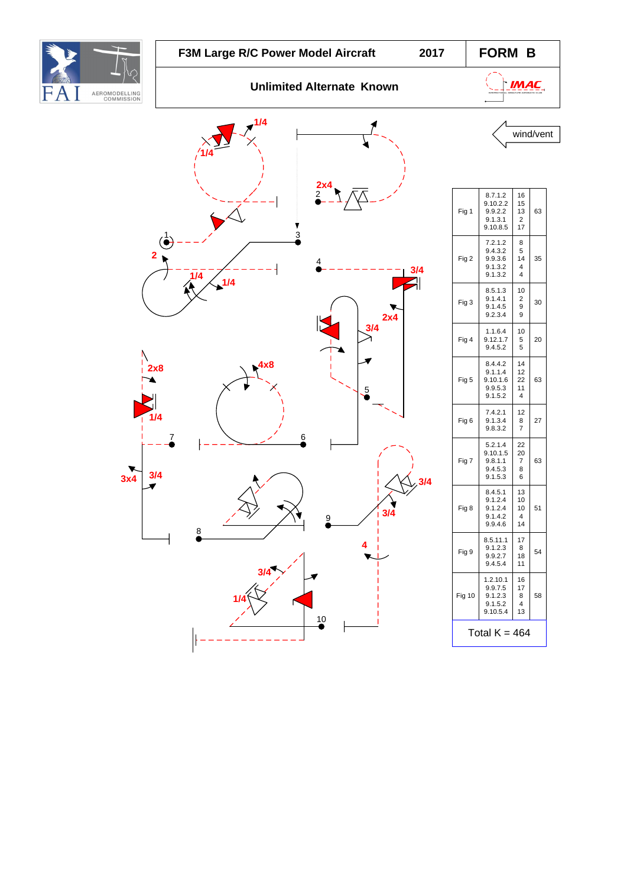# F3M Large R/C Power Model Aircraft 2017 — FORM B

## Unlimited Alternate Known

wind/vent

| Fig | Catalog | K | Total |
|---|---|---|---|
| Fig 1 | 8.7.1.2<br>9.10.2.2<br>9.9.2.2<br>9.1.3.1<br>9.10.8.5 | 16<br>15<br>13<br>2<br>17 | 63 |
| Fig 2 | 7.2.1.2<br>9.4.3.2<br>9.9.3.6<br>9.1.3.2<br>9.1.3.2 | 8<br>5<br>14<br>4<br>4 | 35 |
| Fig 3 | 8.5.1.3<br>9.1.4.1<br>9.1.4.5<br>9.2.3.4 | 10<br>2<br>9<br>9 | 30 |
| Fig 4 | 1.1.6.4<br>9.12.1.7<br>9.4.5.2 | 10<br>5<br>5 | 20 |
| Fig 5 | 8.4.4.2<br>9.1.1.4<br>9.10.1.6<br>9.9.5.3<br>9.1.5.2 | 14<br>12<br>22<br>11<br>4 | 63 |
| Fig 6 | 7.4.2.1<br>9.1.3.4<br>9.8.3.2 | 12<br>8<br>7 | 27 |
| Fig 7 | 5.2.1.4<br>9.10.1.5<br>9.8.1.1<br>9.4.5.3<br>9.1.5.3 | 22<br>20<br>7<br>8<br>6 | 63 |
| Fig 8 | 8.4.5.1<br>9.1.2.4<br>9.1.2.4<br>9.1.4.2<br>9.9.4.6 | 13<br>10<br>10<br>4<br>14 | 51 |
| Fig 9 | 8.5.11.1<br>9.1.2.3<br>9.9.2.7<br>9.4.5.4 | 17<br>8<br>18<br>11 | 54 |
| Fig 10 | 1.2.10.1<br>9.9.7.5<br>9.1.2.3<br>9.1.5.2<br>9.10.5.4 | 16<br>17<br>8<br>4<br>13 | 58 |

Total K = 464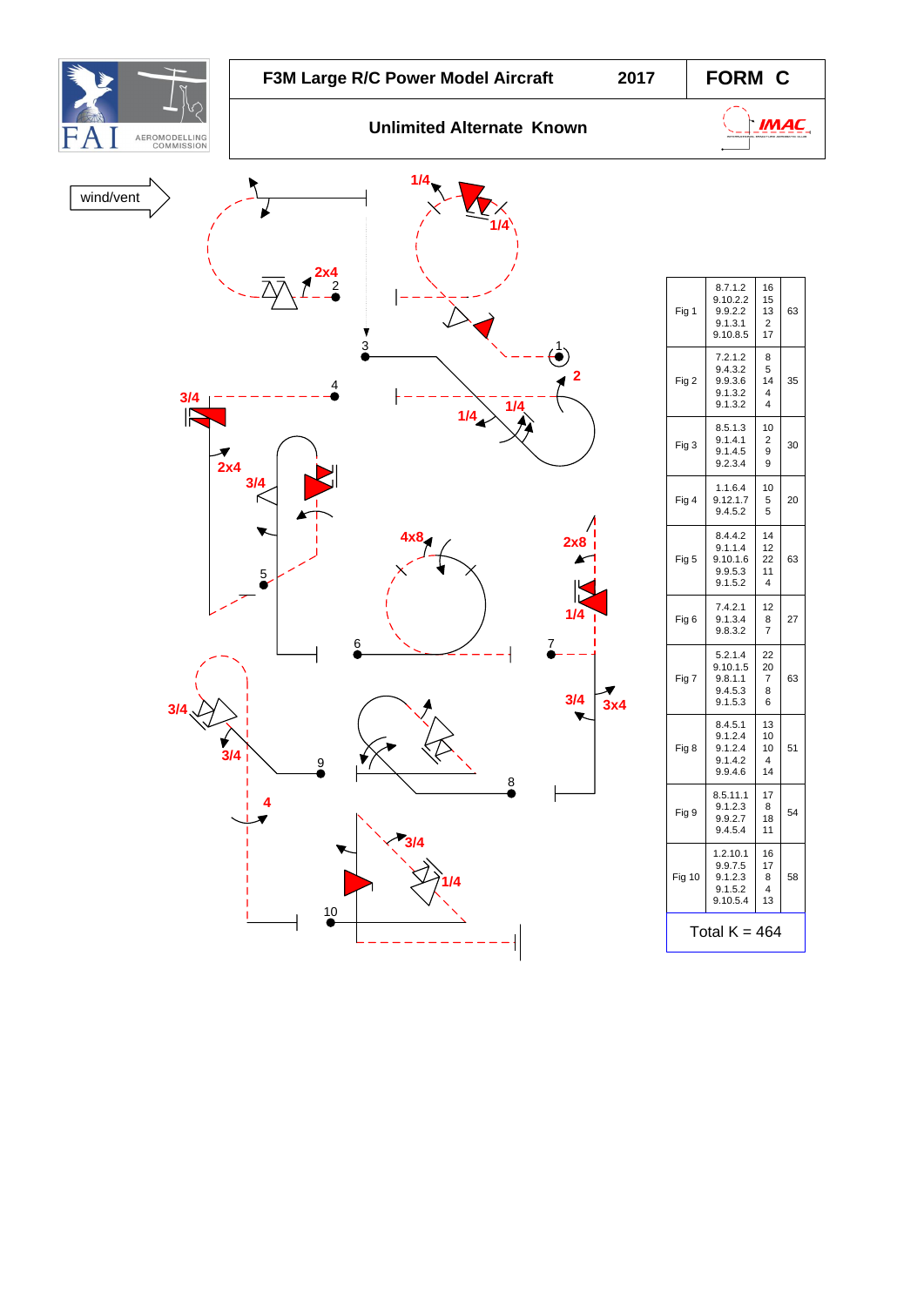F3M Large R/C Power Model Aircraft 2017 **FORM C**

**Unlimited Alternate Known**

FAI AEROMODELLING COMMISSION

IMAC

wind/vent

1/4
1/4
2x4
2
3
1
2
4
3/4
1/4
1/4
2x4
3/4
5
4x8
2x8
1/4
6
7
3/4
3x4
3/4
3/4
9
8
4
3/4
1/4
10

| | | | |
|---|---|---|---|
| Fig 1 | 8.7.1.2<br>9.10.2.2<br>9.9.2.2<br>9.1.3.1<br>9.10.8.5 | 16<br>15<br>13<br>2<br>17 | 63 |
| Fig 2 | 7.2.1.2<br>9.4.3.2<br>9.9.3.6<br>9.1.3.2<br>9.1.3.2 | 8<br>5<br>14<br>4<br>4 | 35 |
| Fig 3 | 8.5.1.3<br>9.1.4.1<br>9.1.4.5<br>9.2.3.4 | 10<br>2<br>9<br>9 | 30 |
| Fig 4 | 1.1.6.4<br>9.12.1.7<br>9.4.5.2 | 10<br>5<br>5 | 20 |
| Fig 5 | 8.4.4.2<br>9.1.1.4<br>9.10.1.6<br>9.9.5.3<br>9.1.5.2 | 14<br>12<br>22<br>11<br>4 | 63 |
| Fig 6 | 7.4.2.1<br>9.1.3.4<br>9.8.3.2 | 12<br>8<br>7 | 27 |
| Fig 7 | 5.2.1.4<br>9.10.1.5<br>9.8.1.1<br>9.4.5.3<br>9.1.5.3 | 22<br>20<br>7<br>8<br>6 | 63 |
| Fig 8 | 8.4.5.1<br>9.1.2.4<br>9.1.2.4<br>9.1.4.2<br>9.9.4.6 | 13<br>10<br>10<br>4<br>14 | 51 |
| Fig 9 | 8.5.11.1<br>9.1.2.3<br>9.9.2.7<br>9.4.5.4 | 17<br>8<br>18<br>11 | 54 |
| Fig 10 | 1.2.10.1<br>9.9.7.5<br>9.1.2.3<br>9.1.5.2<br>9.10.5.4 | 16<br>17<br>8<br>4<br>13 | 58 |

Total K = 464